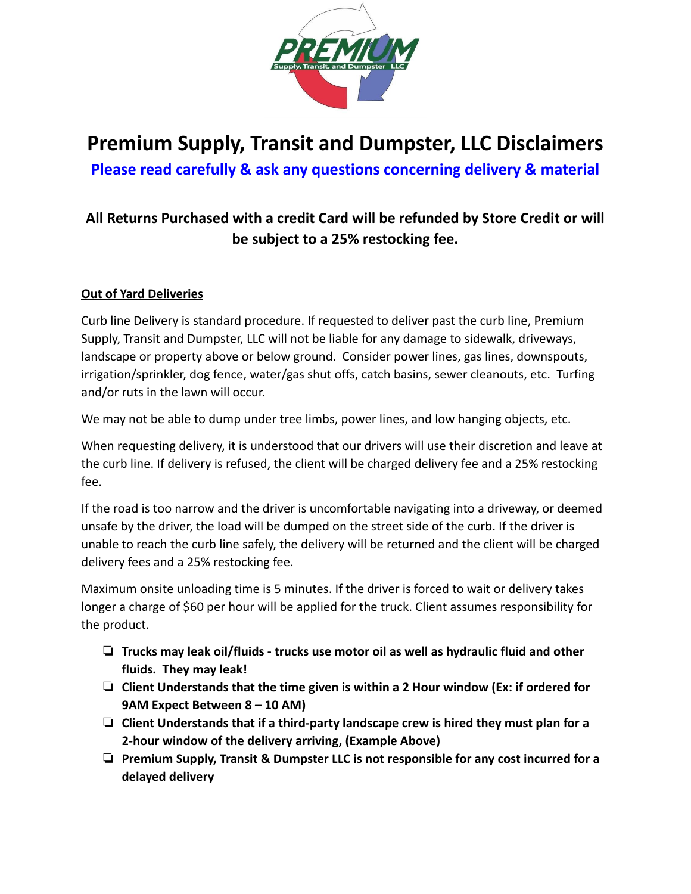# Premium Supply, Transit and Dumpster, LLC Disclaimers

**Please read carefully & ask any questions concerning delivery & material**

**All Returns Purchased with a credit Card will be refunded by Store Credit or will be subject to a 25% restocking fee.**

## Out of Yard Deliveries

Curb line Delivery is standard procedure. If requested to deliver past the curb line, Premium Supply, Transit and Dumpster, LLC will not be liable for any damage to sidewalk, driveways, landscape or property above or below ground. Consider power lines, gas lines, downspouts, irrigation/sprinkler, dog fence, water/gas shut offs, catch basins, sewer cleanouts, etc. Turfing and/or ruts in the lawn will occur.

We may not be able to dump under tree limbs, power lines, and low hanging objects, etc.

When requesting delivery, it is understood that our drivers will use their discretion and leave at the curb line. If delivery is refused, the client will be charged delivery fee and a 25% restocking fee.

If the road is too narrow and the driver is uncomfortable navigating into a driveway, or deemed unsafe by the driver, the load will be dumped on the street side of the curb. If the driver is unable to reach the curb line safely, the delivery will be returned and the client will be charged delivery fees and a 25% restocking fee.

Maximum onsite unloading time is 5 minutes. If the driver is forced to wait or delivery takes longer a charge of $60 per hour will be applied for the truck. Client assumes responsibility for the product.

- ❏ **Trucks may leak oil/fluids - trucks use motor oil as well as hydraulic fluid and other fluids. They may leak!**
- ❏ **Client Understands that the time given is within a 2 Hour window (Ex: if ordered for 9AM Expect Between 8 – 10 AM)**
- ❏ **Client Understands that if a third-party landscape crew is hired they must plan for a 2-hour window of the delivery arriving, (Example Above)**
- ❏ **Premium Supply, Transit & Dumpster LLC is not responsible for any cost incurred for a delayed delivery**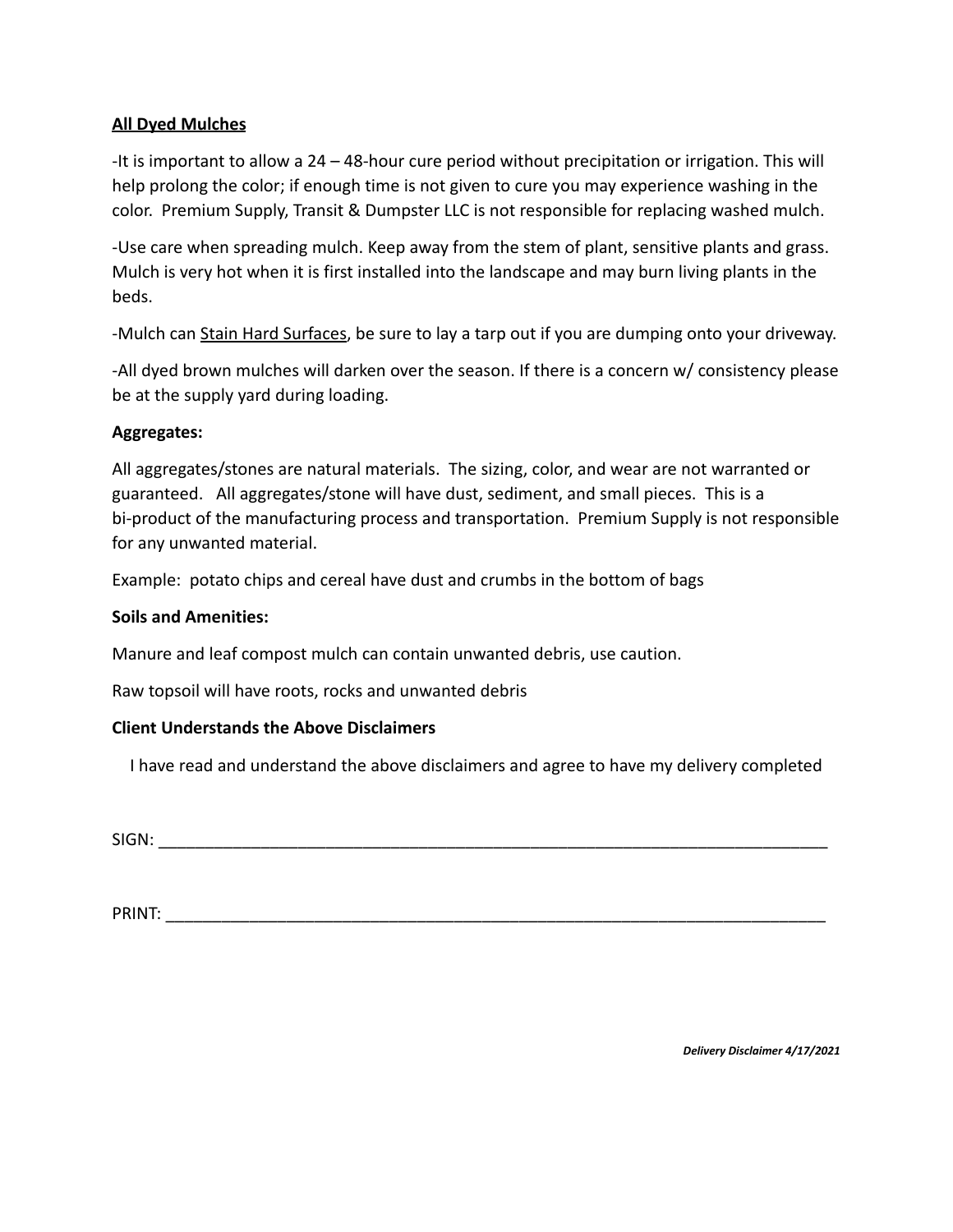**<u>All Dyed Mulches</u>**

-It is important to allow a 24 – 48-hour cure period without precipitation or irrigation. This will help prolong the color; if enough time is not given to cure you may experience washing in the color. Premium Supply, Transit & Dumpster LLC is not responsible for replacing washed mulch.

-Use care when spreading mulch. Keep away from the stem of plant, sensitive plants and grass. Mulch is very hot when it is first installed into the landscape and may burn living plants in the beds.

-Mulch can <u>Stain Hard Surfaces</u>, be sure to lay a tarp out if you are dumping onto your driveway.

-All dyed brown mulches will darken over the season. If there is a concern w/ consistency please be at the supply yard during loading.

**Aggregates:**

All aggregates/stones are natural materials. The sizing, color, and wear are not warranted or guaranteed. All aggregates/stone will have dust, sediment, and small pieces. This is a bi-product of the manufacturing process and transportation. Premium Supply is not responsible for any unwanted material.

Example: potato chips and cereal have dust and crumbs in the bottom of bags

**Soils and Amenities:**

Manure and leaf compost mulch can contain unwanted debris, use caution.

Raw topsoil will have roots, rocks and unwanted debris

**Client Understands the Above Disclaimers**

I have read and understand the above disclaimers and agree to have my delivery completed

SIGN: ___________________________________________________________________________

PRINT: __________________________________________________________________________

***Delivery Disclaimer 4/17/2021***